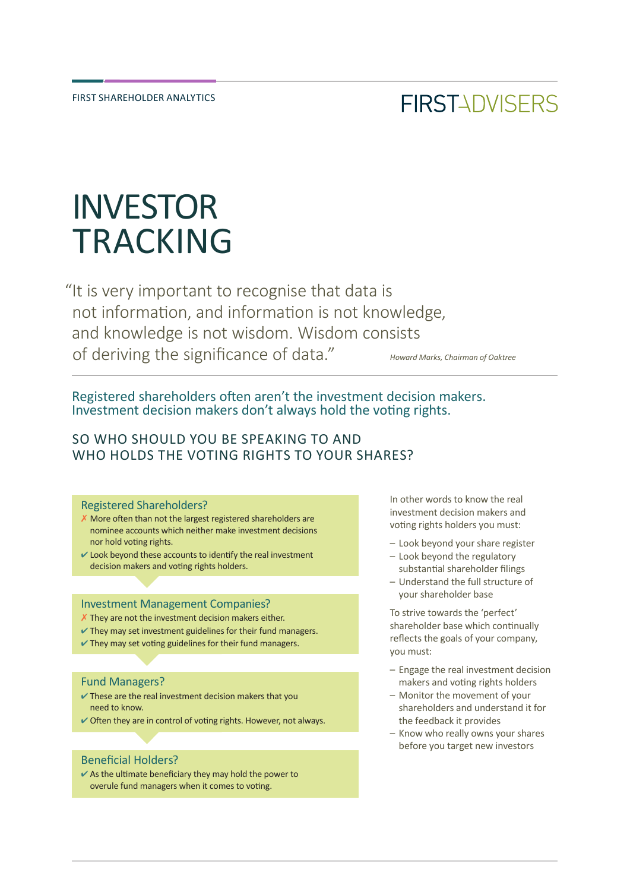FIRST SHAREHOLDER ANALYTICS

FIRSTADVISERS

# INVESTOR TRACKING

"It is very important to recognise that data is not information, and information is not knowledge, and knowledge is not wisdom. Wisdom consists of deriving the significance of data."

*Howard Marks, Chairman of Oaktree*

Registered shareholders often aren't the investment decision makers. Investment decision makers don't always hold the voting rights.

## SO WHO SHOULD YOU BE SPEAKING TO AND WHO HOLDS THE VOTING RIGHTS TO YOUR SHARES?

### Registered Shareholders?

- ✗ More often than not the largest registered shareholders are nominee accounts which neither make investment decisions nor hold voting rights.
- ✔ Look beyond these accounts to identify the real investment decision makers and voting rights holders.

### Investment Management Companies?

- ✗ They are not the investment decision makers either.
- ✔ They may set investment guidelines for their fund managers.
- ✔ They may set voting guidelines for their fund managers.

### Fund Managers?

- ✔ These are the real investment decision makers that you need to know.
- ✔ Often they are in control of voting rights. However, not always.

### Beneficial Holders?

- ✔ As the ultimate beneficiary they may hold the power to overule fund managers when it comes to voting.

In other words to know the real investment decision makers and voting rights holders you must:

- Look beyond your share register
- Look beyond the regulatory substantial shareholder filings
- Understand the full structure of your shareholder base

To strive towards the 'perfect' shareholder base which continually reflects the goals of your company, you must:

- Engage the real investment decision makers and voting rights holders
- Monitor the movement of your shareholders and understand it for the feedback it provides
- Know who really owns your shares before you target new investors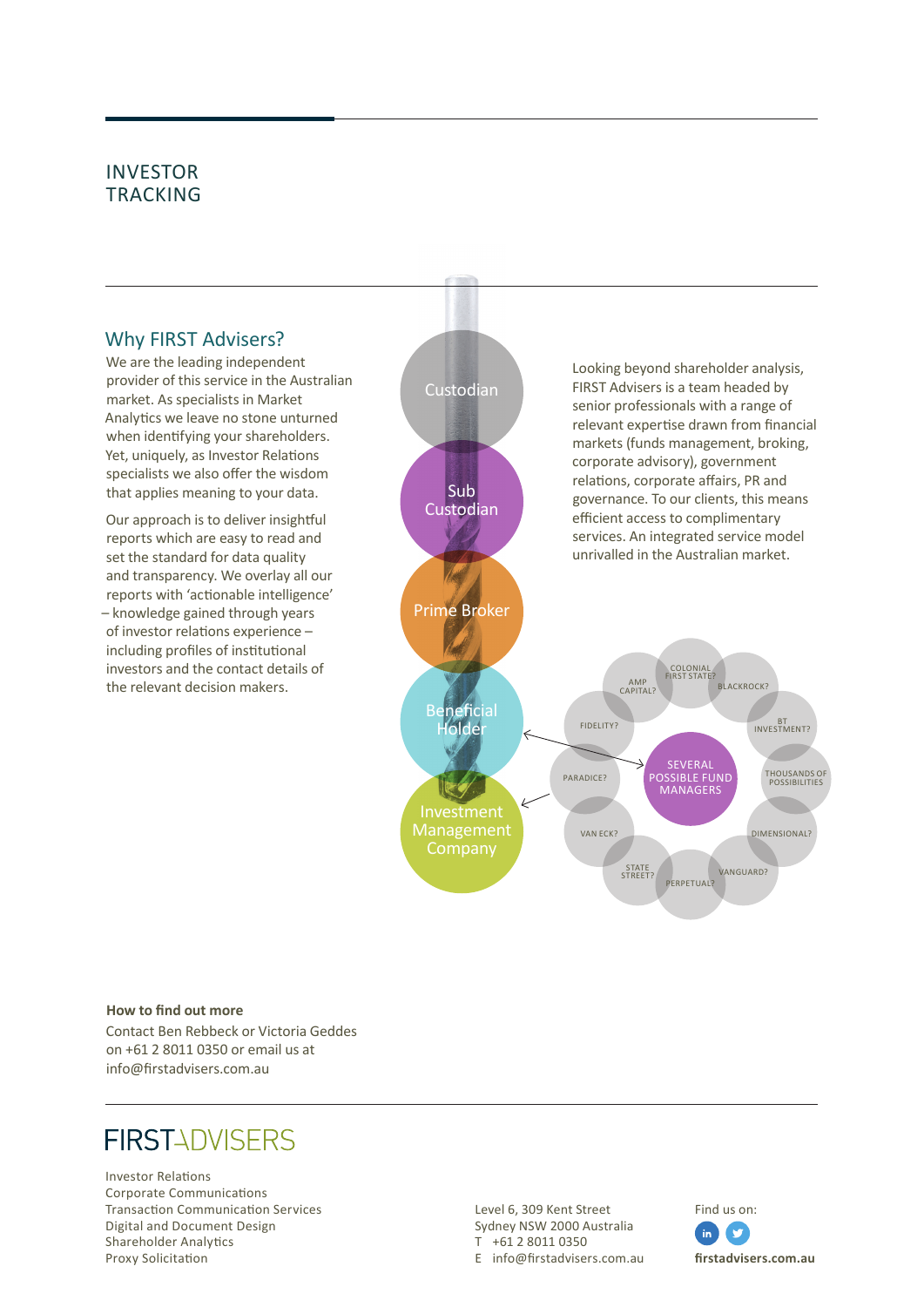# INVESTOR TRACKING

## Why FIRST Advisers?

We are the leading independent provider of this service in the Australian market. As specialists in Market Analytics we leave no stone unturned when identifying your shareholders. Yet, uniquely, as Investor Relations specialists we also offer the wisdom that applies meaning to your data.

Our approach is to deliver insightful reports which are easy to read and set the standard for data quality and transparency. We overlay all our reports with 'actionable intelligence' – knowledge gained through years of investor relations experience – including profiles of institutional investors and the contact details of the relevant decision makers.

Custodian

Sub Custodian

Prime Broker

Beneficial Holder

Investment Management Company

Looking beyond shareholder analysis, FIRST Advisers is a team headed by senior professionals with a range of relevant expertise drawn from financial markets (funds management, broking, corporate advisory), government relations, corporate affairs, PR and governance. To our clients, this means efficient access to complimentary services. An integrated service model unrivalled in the Australian market.

SEVERAL POSSIBLE FUND MANAGERS

COLONIAL FIRST STATE?

BLACKROCK?

BT INVESTMENT?

THOUSANDS OF POSSIBILITIES

DIMENSIONAL?

VANGUARD?

PERPETUAL?

STATE STREET?

VAN ECK?

PARADICE?

FIDELITY?

AMP CAPITAL?

**How to find out more**

Contact Ben Rebbeck or Victoria Geddes on +61 2 8011 0350 or email us at info@firstadvisers.com.au

FIRSTADVISERS

Investor Relations
Corporate Communications
Transaction Communication Services
Digital and Document Design
Shareholder Analytics
Proxy Solicitation

Level 6, 309 Kent Street
Sydney NSW 2000 Australia
T +61 2 8011 0350
E info@firstadvisers.com.au

Find us on:

**firstadvisers.com.au**